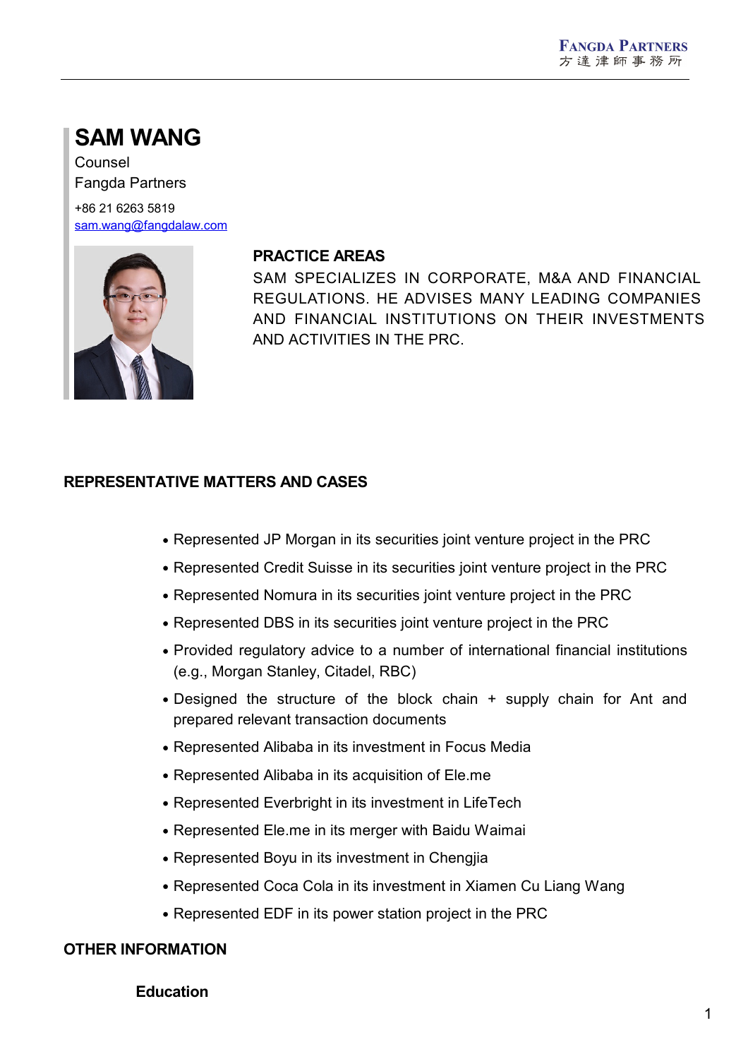# SAM WANG

Counsel

Fangda Partners

+86 21 6263 5819

sam.wang@fangdalaw.com

## PRACTICE AREAS

SAM SPECIALIZES IN CORPORATE, M&A AND FINANCIAL REGULATIONS. HE ADVISES MANY LEADING COMPANIES AND FINANCIAL INSTITUTIONS ON THEIR INVESTMENTS AND ACTIVITIES IN THE PRC.

## REPRESENTATIVE MATTERS AND CASES

- Represented JP Morgan in its securities joint venture project in the PRC
- Represented Credit Suisse in its securities joint venture project in the PRC
- Represented Nomura in its securities joint venture project in the PRC
- Represented DBS in its securities joint venture project in the PRC
- Provided regulatory advice to a number of international financial institutions (e.g., Morgan Stanley, Citadel, RBC)
- Designed the structure of the block chain + supply chain for Ant and prepared relevant transaction documents
- Represented Alibaba in its investment in Focus Media
- Represented Alibaba in its acquisition of Ele.me
- Represented Everbright in its investment in LifeTech
- Represented Ele.me in its merger with Baidu Waimai
- Represented Boyu in its investment in Chengjia
- Represented Coca Cola in its investment in Xiamen Cu Liang Wang
- Represented EDF in its power station project in the PRC

## OTHER INFORMATION

### Education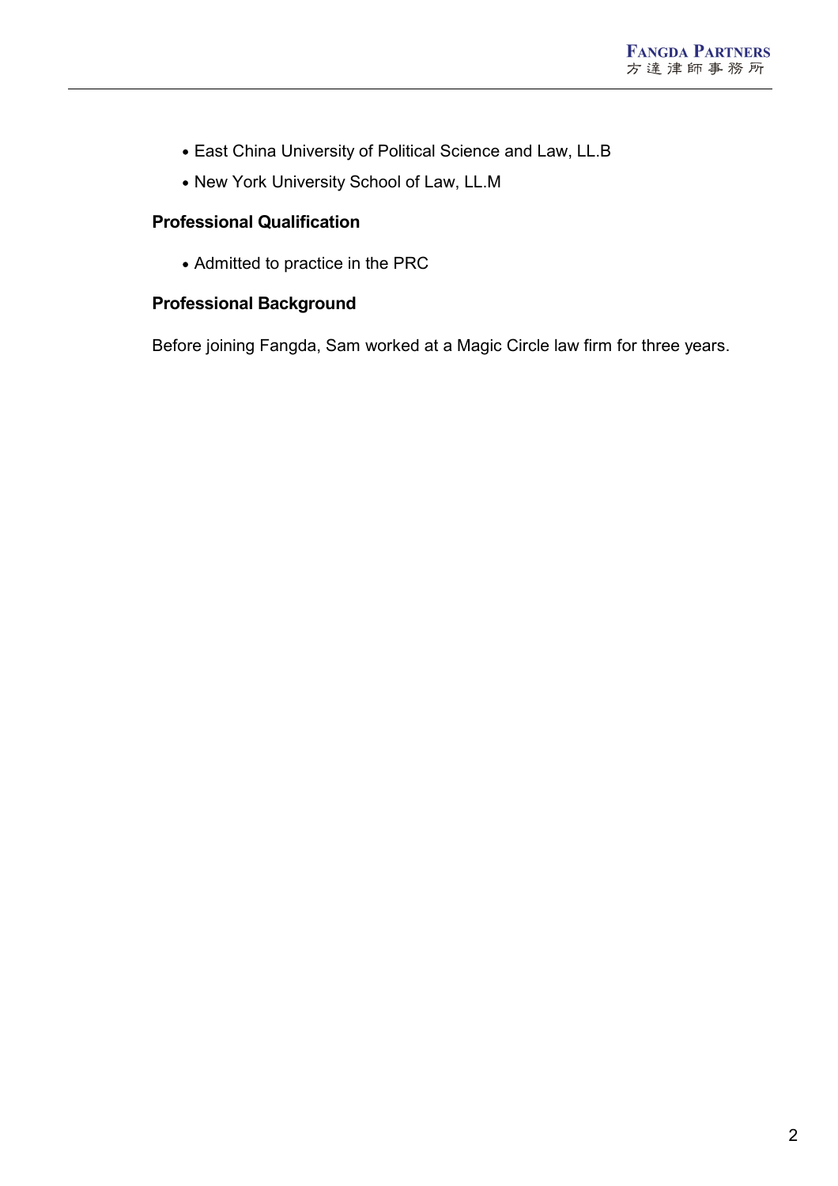- East China University of Political Science and Law, LL.B
- New York University School of Law, LL.M

**Professional Qualification**

- Admitted to practice in the PRC

**Professional Background**

Before joining Fangda, Sam worked at a Magic Circle law firm for three years.